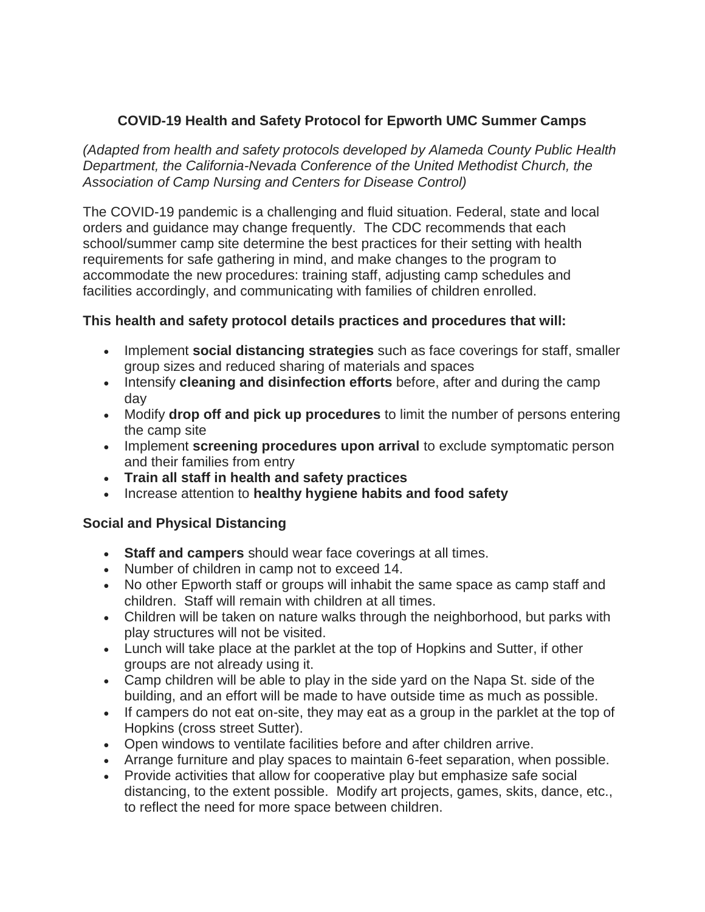# COVID-19 Health and Safety Protocol for Epworth UMC Summer Camps

*(Adapted from health and safety protocols developed by Alameda County Public Health Department, the California-Nevada Conference of the United Methodist Church, the Association of Camp Nursing and Centers for Disease Control)*

The COVID-19 pandemic is a challenging and fluid situation. Federal, state and local orders and guidance may change frequently. The CDC recommends that each school/summer camp site determine the best practices for their setting with health requirements for safe gathering in mind, and make changes to the program to accommodate the new procedures: training staff, adjusting camp schedules and facilities accordingly, and communicating with families of children enrolled.

### This health and safety protocol details practices and procedures that will:

- Implement **social distancing strategies** such as face coverings for staff, smaller group sizes and reduced sharing of materials and spaces
- Intensify **cleaning and disinfection efforts** before, after and during the camp day
- Modify **drop off and pick up procedures** to limit the number of persons entering the camp site
- Implement **screening procedures upon arrival** to exclude symptomatic person and their families from entry
- **Train all staff in health and safety practices**
- Increase attention to **healthy hygiene habits and food safety**

### Social and Physical Distancing

- **Staff and campers** should wear face coverings at all times.
- Number of children in camp not to exceed 14.
- No other Epworth staff or groups will inhabit the same space as camp staff and children. Staff will remain with children at all times.
- Children will be taken on nature walks through the neighborhood, but parks with play structures will not be visited.
- Lunch will take place at the parklet at the top of Hopkins and Sutter, if other groups are not already using it.
- Camp children will be able to play in the side yard on the Napa St. side of the building, and an effort will be made to have outside time as much as possible.
- If campers do not eat on-site, they may eat as a group in the parklet at the top of Hopkins (cross street Sutter).
- Open windows to ventilate facilities before and after children arrive.
- Arrange furniture and play spaces to maintain 6-feet separation, when possible.
- Provide activities that allow for cooperative play but emphasize safe social distancing, to the extent possible. Modify art projects, games, skits, dance, etc., to reflect the need for more space between children.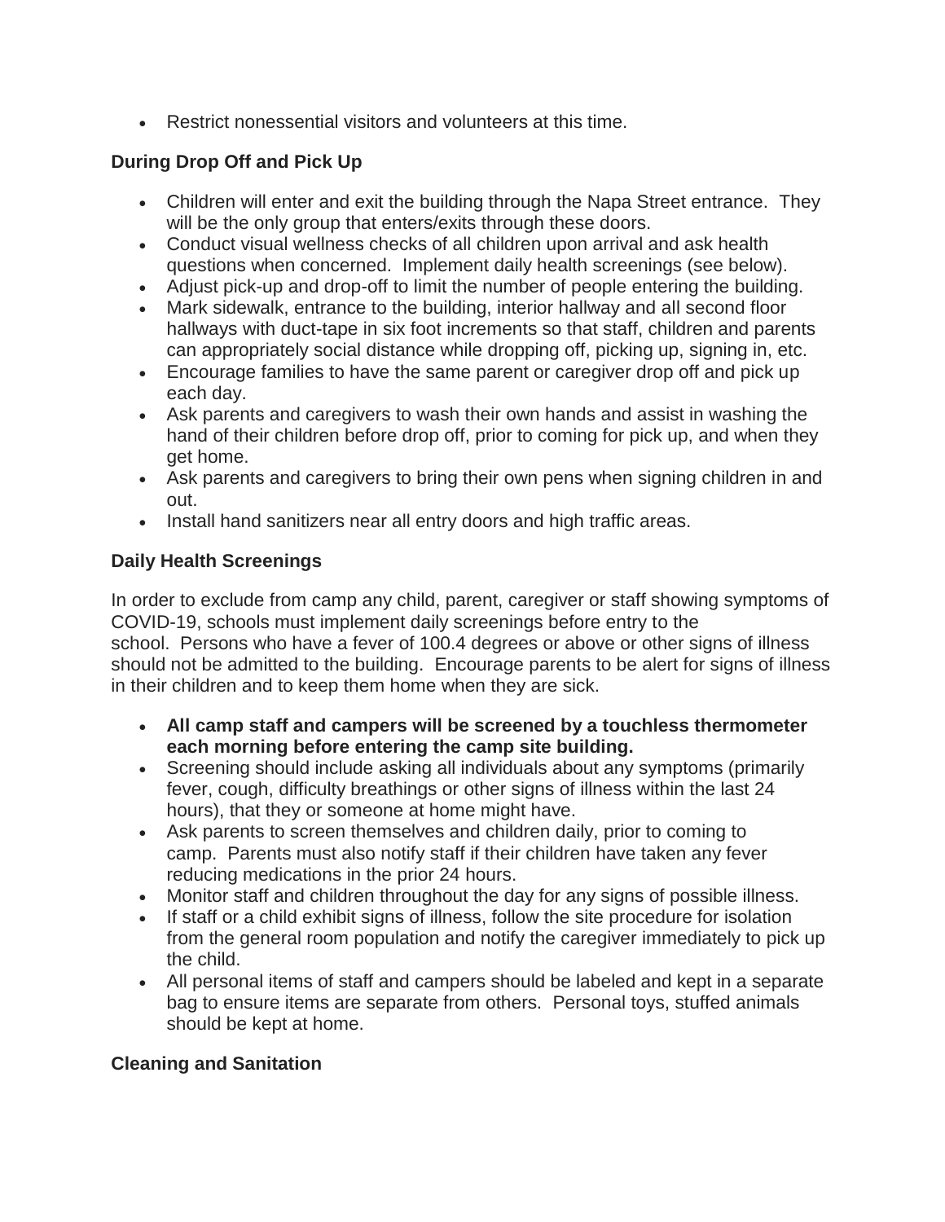- Restrict nonessential visitors and volunteers at this time.

### During Drop Off and Pick Up

- Children will enter and exit the building through the Napa Street entrance.  They will be the only group that enters/exits through these doors.
- Conduct visual wellness checks of all children upon arrival and ask health questions when concerned.  Implement daily health screenings (see below).
- Adjust pick-up and drop-off to limit the number of people entering the building.
- Mark sidewalk, entrance to the building, interior hallway and all second floor hallways with duct-tape in six foot increments so that staff, children and parents can appropriately social distance while dropping off, picking up, signing in, etc.
- Encourage families to have the same parent or caregiver drop off and pick up each day.
- Ask parents and caregivers to wash their own hands and assist in washing the hand of their children before drop off, prior to coming for pick up, and when they get home.
- Ask parents and caregivers to bring their own pens when signing children in and out.
- Install hand sanitizers near all entry doors and high traffic areas.

### Daily Health Screenings

In order to exclude from camp any child, parent, caregiver or staff showing symptoms of COVID-19, schools must implement daily screenings before entry to the school.  Persons who have a fever of 100.4 degrees or above or other signs of illness should not be admitted to the building.  Encourage parents to be alert for signs of illness in their children and to keep them home when they are sick.

- **All camp staff and campers will be screened by a touchless thermometer each morning before entering the camp site building.**
- Screening should include asking all individuals about any symptoms (primarily fever, cough, difficulty breathings or other signs of illness within the last 24 hours), that they or someone at home might have.
- Ask parents to screen themselves and children daily, prior to coming to camp.  Parents must also notify staff if their children have taken any fever reducing medications in the prior 24 hours.
- Monitor staff and children throughout the day for any signs of possible illness.
- If staff or a child exhibit signs of illness, follow the site procedure for isolation from the general room population and notify the caregiver immediately to pick up the child.
- All personal items of staff and campers should be labeled and kept in a separate bag to ensure items are separate from others.  Personal toys, stuffed animals should be kept at home.

### Cleaning and Sanitation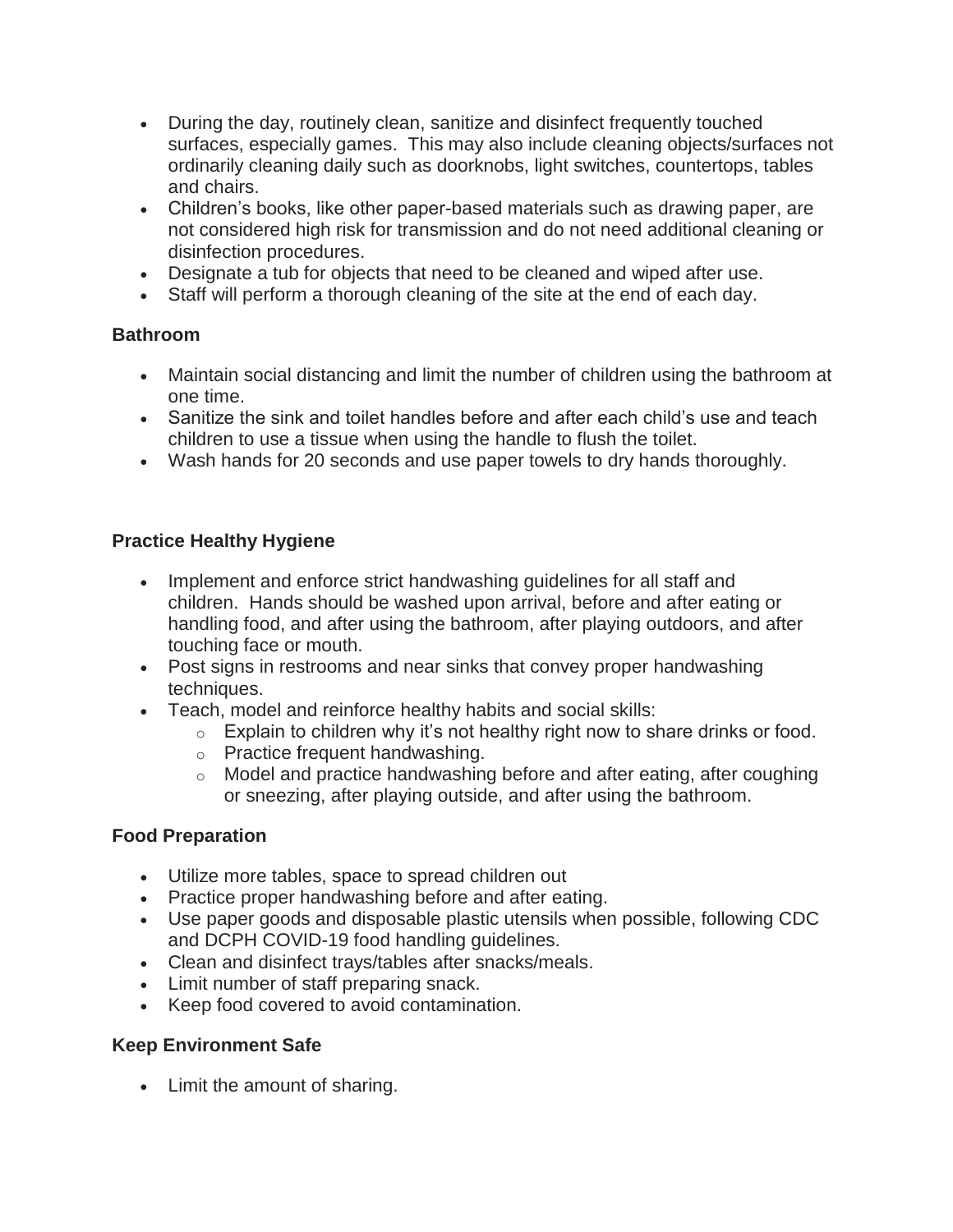- During the day, routinely clean, sanitize and disinfect frequently touched surfaces, especially games. This may also include cleaning objects/surfaces not ordinarily cleaning daily such as doorknobs, light switches, countertops, tables and chairs.
- Children's books, like other paper-based materials such as drawing paper, are not considered high risk for transmission and do not need additional cleaning or disinfection procedures.
- Designate a tub for objects that need to be cleaned and wiped after use.
- Staff will perform a thorough cleaning of the site at the end of each day.

**Bathroom**

- Maintain social distancing and limit the number of children using the bathroom at one time.
- Sanitize the sink and toilet handles before and after each child's use and teach children to use a tissue when using the handle to flush the toilet.
- Wash hands for 20 seconds and use paper towels to dry hands thoroughly.

**Practice Healthy Hygiene**

- Implement and enforce strict handwashing guidelines for all staff and children. Hands should be washed upon arrival, before and after eating or handling food, and after using the bathroom, after playing outdoors, and after touching face or mouth.
- Post signs in restrooms and near sinks that convey proper handwashing techniques.
- Teach, model and reinforce healthy habits and social skills:
  - Explain to children why it's not healthy right now to share drinks or food.
  - Practice frequent handwashing.
  - Model and practice handwashing before and after eating, after coughing or sneezing, after playing outside, and after using the bathroom.

**Food Preparation**

- Utilize more tables, space to spread children out
- Practice proper handwashing before and after eating.
- Use paper goods and disposable plastic utensils when possible, following CDC and DCPH COVID-19 food handling guidelines.
- Clean and disinfect trays/tables after snacks/meals.
- Limit number of staff preparing snack.
- Keep food covered to avoid contamination.

**Keep Environment Safe**

- Limit the amount of sharing.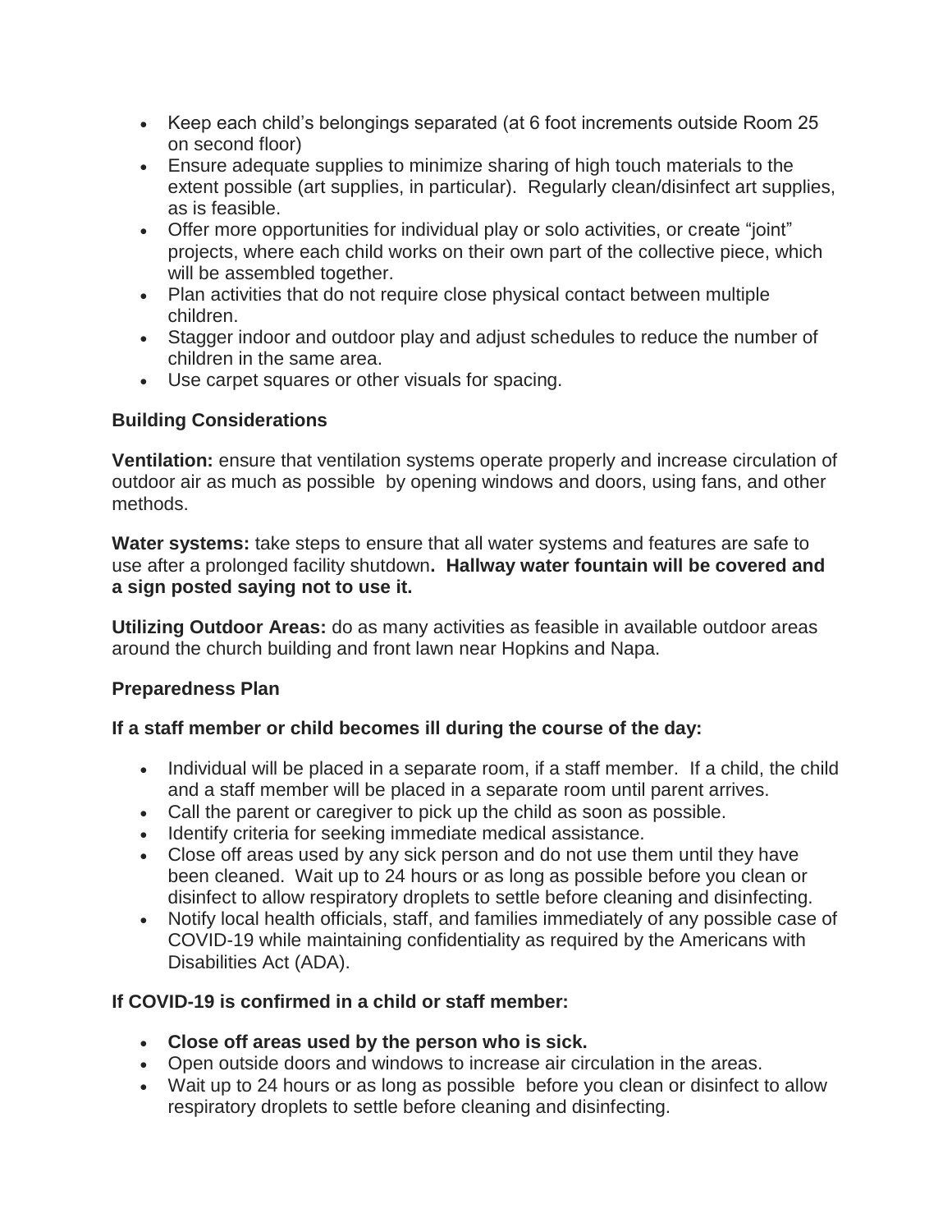- Keep each child's belongings separated (at 6 foot increments outside Room 25 on second floor)
- Ensure adequate supplies to minimize sharing of high touch materials to the extent possible (art supplies, in particular). Regularly clean/disinfect art supplies, as is feasible.
- Offer more opportunities for individual play or solo activities, or create "joint" projects, where each child works on their own part of the collective piece, which will be assembled together.
- Plan activities that do not require close physical contact between multiple children.
- Stagger indoor and outdoor play and adjust schedules to reduce the number of children in the same area.
- Use carpet squares or other visuals for spacing.

**Building Considerations**

**Ventilation:** ensure that ventilation systems operate properly and increase circulation of outdoor air as much as possible by opening windows and doors, using fans, and other methods.

**Water systems:** take steps to ensure that all water systems and features are safe to use after a prolonged facility shutdown**. Hallway water fountain will be covered and a sign posted saying not to use it.**

**Utilizing Outdoor Areas:** do as many activities as feasible in available outdoor areas around the church building and front lawn near Hopkins and Napa.

**Preparedness Plan**

**If a staff member or child becomes ill during the course of the day:**

- Individual will be placed in a separate room, if a staff member. If a child, the child and a staff member will be placed in a separate room until parent arrives.
- Call the parent or caregiver to pick up the child as soon as possible.
- Identify criteria for seeking immediate medical assistance.
- Close off areas used by any sick person and do not use them until they have been cleaned. Wait up to 24 hours or as long as possible before you clean or disinfect to allow respiratory droplets to settle before cleaning and disinfecting.
- Notify local health officials, staff, and families immediately of any possible case of COVID-19 while maintaining confidentiality as required by the Americans with Disabilities Act (ADA).

**If COVID-19 is confirmed in a child or staff member:**

- **Close off areas used by the person who is sick.**
- Open outside doors and windows to increase air circulation in the areas.
- Wait up to 24 hours or as long as possible before you clean or disinfect to allow respiratory droplets to settle before cleaning and disinfecting.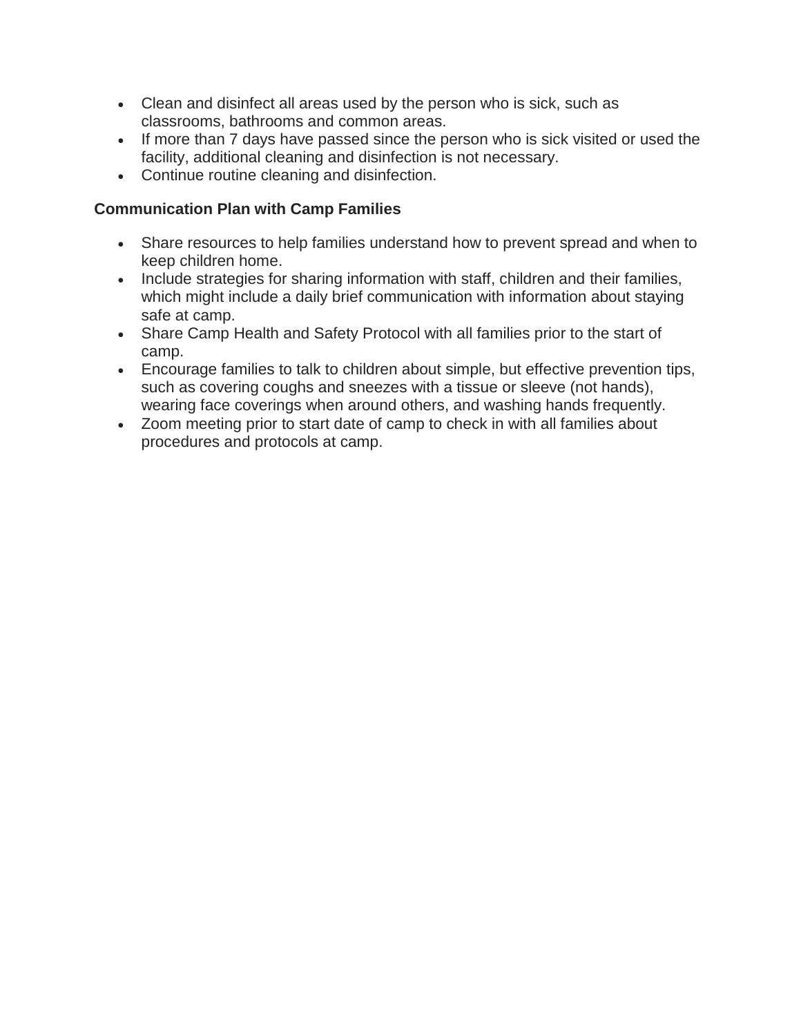- Clean and disinfect all areas used by the person who is sick, such as classrooms, bathrooms and common areas.
- If more than 7 days have passed since the person who is sick visited or used the facility, additional cleaning and disinfection is not necessary.
- Continue routine cleaning and disinfection.

**Communication Plan with Camp Families**

- Share resources to help families understand how to prevent spread and when to keep children home.
- Include strategies for sharing information with staff, children and their families, which might include a daily brief communication with information about staying safe at camp.
- Share Camp Health and Safety Protocol with all families prior to the start of camp.
- Encourage families to talk to children about simple, but effective prevention tips, such as covering coughs and sneezes with a tissue or sleeve (not hands), wearing face coverings when around others, and washing hands frequently.
- Zoom meeting prior to start date of camp to check in with all families about procedures and protocols at camp.